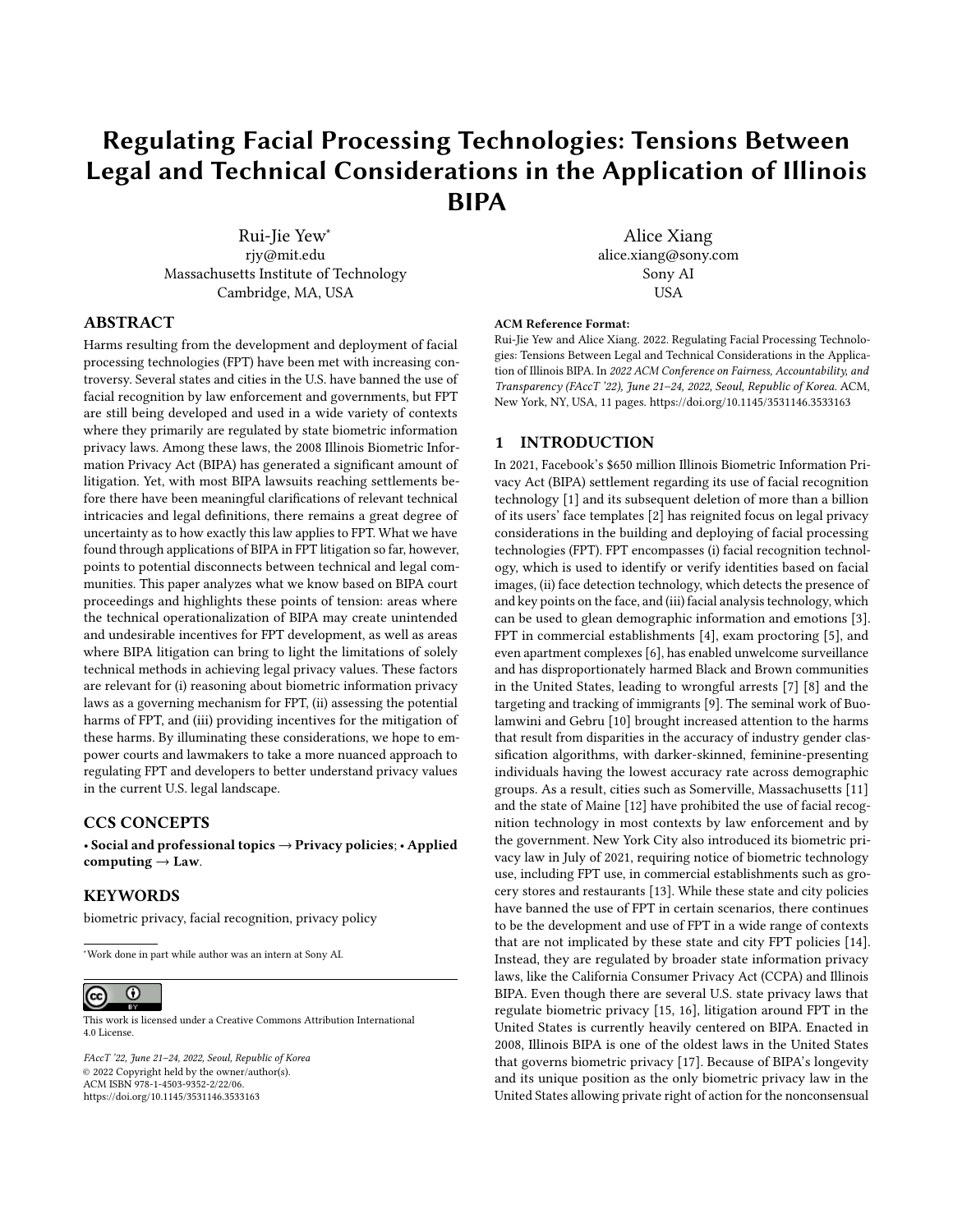# Regulating Facial Processing Technologies: Tensions Between Legal and Technical Considerations in the Application of Illinois BIPA

Rui-Jie Yew*
rjy@mit.edu
Massachusetts Institute of Technology
Cambridge, MA, USA

Alice Xiang
alice.xiang@sony.com
Sony AI
USA

## ABSTRACT

Harms resulting from the development and deployment of facial processing technologies (FPT) have been met with increasing controversy. Several states and cities in the U.S. have banned the use of facial recognition by law enforcement and governments, but FPT are still being developed and used in a wide variety of contexts where they primarily are regulated by state biometric information privacy laws. Among these laws, the 2008 Illinois Biometric Information Privacy Act (BIPA) has generated a significant amount of litigation. Yet, with most BIPA lawsuits reaching settlements before there have been meaningful clarifications of relevant technical intricacies and legal definitions, there remains a great degree of uncertainty as to how exactly this law applies to FPT. What we have found through applications of BIPA in FPT litigation so far, however, points to potential disconnects between technical and legal communities. This paper analyzes what we know based on BIPA court proceedings and highlights these points of tension: areas where the technical operationalization of BIPA may create unintended and undesirable incentives for FPT development, as well as areas where BIPA litigation can bring to light the limitations of solely technical methods in achieving legal privacy values. These factors are relevant for (i) reasoning about biometric information privacy laws as a governing mechanism for FPT, (ii) assessing the potential harms of FPT, and (iii) providing incentives for the mitigation of these harms. By illuminating these considerations, we hope to empower courts and lawmakers to take a more nuanced approach to regulating FPT and developers to better understand privacy values in the current U.S. legal landscape.

## CCS CONCEPTS

• **Social and professional topics → Privacy policies**; • **Applied computing → Law**.

## KEYWORDS

biometric privacy, facial recognition, privacy policy

*Work done in part while author was an intern at Sony AI.

This work is licensed under a Creative Commons Attribution International 4.0 License.

*FAccT '22, June 21–24, 2022, Seoul, Republic of Korea*
© 2022 Copyright held by the owner/author(s).
ACM ISBN 978-1-4503-9352-2/22/06.
https://doi.org/10.1145/3531146.3533163

**ACM Reference Format:**
Rui-Jie Yew and Alice Xiang. 2022. Regulating Facial Processing Technologies: Tensions Between Legal and Technical Considerations in the Application of Illinois BIPA. In *2022 ACM Conference on Fairness, Accountability, and Transparency (FAccT '22), June 21–24, 2022, Seoul, Republic of Korea.* ACM, New York, NY, USA, 11 pages. https://doi.org/10.1145/3531146.3533163

## 1 INTRODUCTION

In 2021, Facebook's $650 million Illinois Biometric Information Privacy Act (BIPA) settlement regarding its use of facial recognition technology [1] and its subsequent deletion of more than a billion of its users' face templates [2] has reignited focus on legal privacy considerations in the building and deploying of facial processing technologies (FPT). FPT encompasses (i) facial recognition technology, which is used to identify or verify identities based on facial images, (ii) face detection technology, which detects the presence of and key points on the face, and (iii) facial analysis technology, which can be used to glean demographic information and emotions [3]. FPT in commercial establishments [4], exam proctoring [5], and even apartment complexes [6], has enabled unwelcome surveillance and has disproportionately harmed Black and Brown communities in the United States, leading to wrongful arrests [7] [8] and the targeting and tracking of immigrants [9]. The seminal work of Buolamwini and Gebru [10] brought increased attention to the harms that result from disparities in the accuracy of industry gender classification algorithms, with darker-skinned, feminine-presenting individuals having the lowest accuracy rate across demographic groups. As a result, cities such as Somerville, Massachusetts [11] and the state of Maine [12] have prohibited the use of facial recognition technology in most contexts by law enforcement and by the government. New York City also introduced its biometric privacy law in July of 2021, requiring notice of biometric technology use, including FPT use, in commercial establishments such as grocery stores and restaurants [13]. While these state and city policies have banned the use of FPT in certain scenarios, there continues to be the development and use of FPT in a wide range of contexts that are not implicated by these state and city FPT policies [14]. Instead, they are regulated by broader state information privacy laws, like the California Consumer Privacy Act (CCPA) and Illinois BIPA. Even though there are several U.S. state privacy laws that regulate biometric privacy [15, 16], litigation around FPT in the United States is currently heavily centered on BIPA. Enacted in 2008, Illinois BIPA is one of the oldest laws in the United States that governs biometric privacy [17]. Because of BIPA's longevity and its unique position as the only biometric privacy law in the United States allowing private right of action for the nonconsensual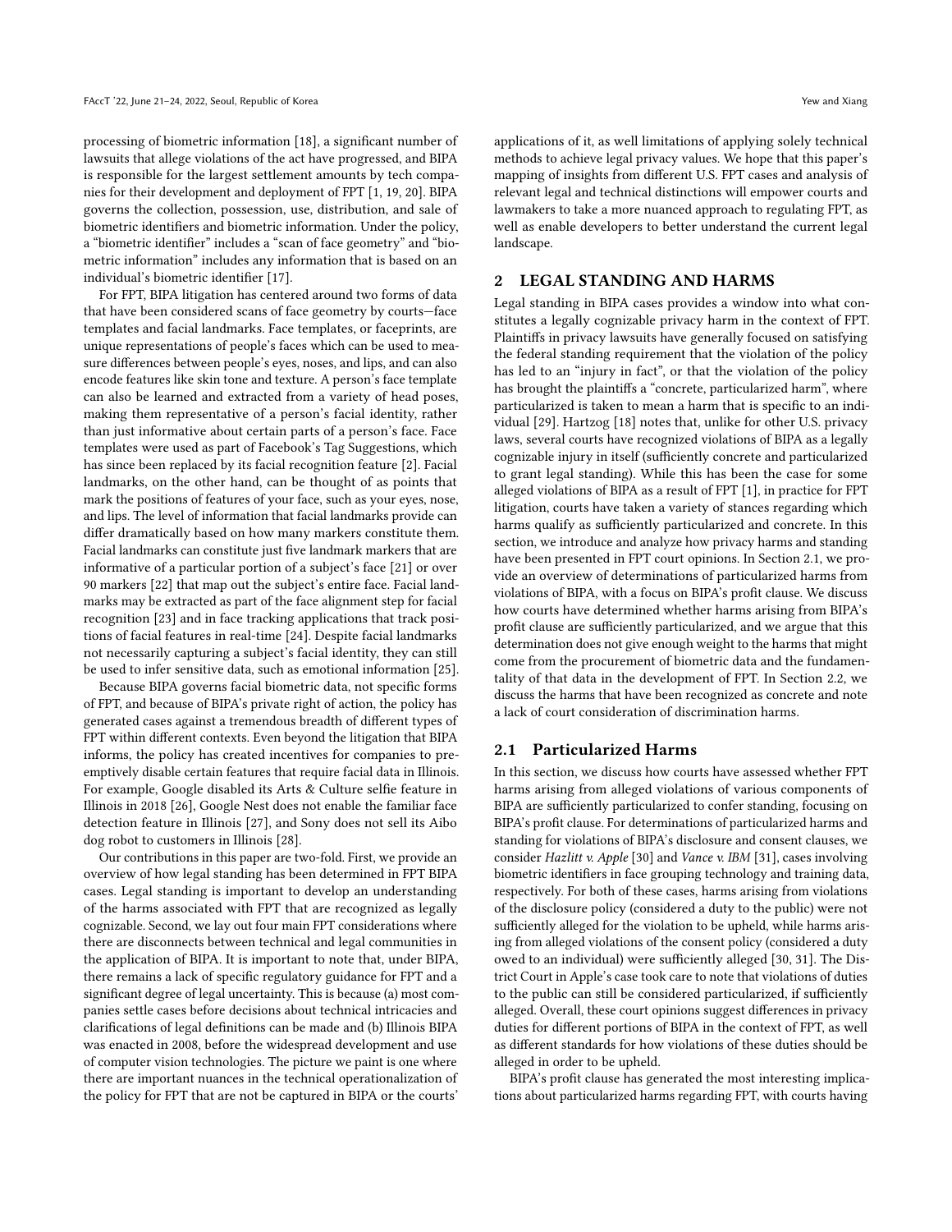processing of biometric information [18], a significant number of lawsuits that allege violations of the act have progressed, and BIPA is responsible for the largest settlement amounts by tech companies for their development and deployment of FPT [1, 19, 20]. BIPA governs the collection, possession, use, distribution, and sale of biometric identifiers and biometric information. Under the policy, a "biometric identifier" includes a "scan of face geometry" and "biometric information" includes any information that is based on an individual's biometric identifier [17].

For FPT, BIPA litigation has centered around two forms of data that have been considered scans of face geometry by courts—face templates and facial landmarks. Face templates, or faceprints, are unique representations of people's faces which can be used to measure differences between people's eyes, noses, and lips, and can also encode features like skin tone and texture. A person's face template can also be learned and extracted from a variety of head poses, making them representative of a person's facial identity, rather than just informative about certain parts of a person's face. Face templates were used as part of Facebook's Tag Suggestions, which has since been replaced by its facial recognition feature [2]. Facial landmarks, on the other hand, can be thought of as points that mark the positions of features of your face, such as your eyes, nose, and lips. The level of information that facial landmarks provide can differ dramatically based on how many markers constitute them. Facial landmarks can constitute just five landmark markers that are informative of a particular portion of a subject's face [21] or over 90 markers [22] that map out the subject's entire face. Facial landmarks may be extracted as part of the face alignment step for facial recognition [23] and in face tracking applications that track positions of facial features in real-time [24]. Despite facial landmarks not necessarily capturing a subject's facial identity, they can still be used to infer sensitive data, such as emotional information [25].

Because BIPA governs facial biometric data, not specific forms of FPT, and because of BIPA's private right of action, the policy has generated cases against a tremendous breadth of different types of FPT within different contexts. Even beyond the litigation that BIPA informs, the policy has created incentives for companies to preemptively disable certain features that require facial data in Illinois. For example, Google disabled its Arts & Culture selfie feature in Illinois in 2018 [26], Google Nest does not enable the familiar face detection feature in Illinois [27], and Sony does not sell its Aibo dog robot to customers in Illinois [28].

Our contributions in this paper are two-fold. First, we provide an overview of how legal standing has been determined in FPT BIPA cases. Legal standing is important to develop an understanding of the harms associated with FPT that are recognized as legally cognizable. Second, we lay out four main FPT considerations where there are disconnects between technical and legal communities in the application of BIPA. It is important to note that, under BIPA, there remains a lack of specific regulatory guidance for FPT and a significant degree of legal uncertainty. This is because (a) most companies settle cases before decisions about technical intricacies and clarifications of legal definitions can be made and (b) Illinois BIPA was enacted in 2008, before the widespread development and use of computer vision technologies. The picture we paint is one where there are important nuances in the technical operationalization of the policy for FPT that are not be captured in BIPA or the courts' applications of it, as well limitations of applying solely technical methods to achieve legal privacy values. We hope that this paper's mapping of insights from different U.S. FPT cases and analysis of relevant legal and technical distinctions will empower courts and lawmakers to take a more nuanced approach to regulating FPT, as well as enable developers to better understand the current legal landscape.

## 2 LEGAL STANDING AND HARMS

Legal standing in BIPA cases provides a window into what constitutes a legally cognizable privacy harm in the context of FPT. Plaintiffs in privacy lawsuits have generally focused on satisfying the federal standing requirement that the violation of the policy has led to an "injury in fact", or that the violation of the policy has brought the plaintiffs a "concrete, particularized harm", where particularized is taken to mean a harm that is specific to an individual [29]. Hartzog [18] notes that, unlike for other U.S. privacy laws, several courts have recognized violations of BIPA as a legally cognizable injury in itself (sufficiently concrete and particularized to grant legal standing). While this has been the case for some alleged violations of BIPA as a result of FPT [1], in practice for FPT litigation, courts have taken a variety of stances regarding which harms qualify as sufficiently particularized and concrete. In this section, we introduce and analyze how privacy harms and standing have been presented in FPT court opinions. In Section 2.1, we provide an overview of determinations of particularized harms from violations of BIPA, with a focus on BIPA's profit clause. We discuss how courts have determined whether harms arising from BIPA's profit clause are sufficiently particularized, and we argue that this determination does not give enough weight to the harms that might come from the procurement of biometric data and the fundamentality of that data in the development of FPT. In Section 2.2, we discuss the harms that have been recognized as concrete and note a lack of court consideration of discrimination harms.

### 2.1 Particularized Harms

In this section, we discuss how courts have assessed whether FPT harms arising from alleged violations of various components of BIPA are sufficiently particularized to confer standing, focusing on BIPA's profit clause. For determinations of particularized harms and standing for violations of BIPA's disclosure and consent clauses, we consider *Hazlitt v. Apple* [30] and *Vance v. IBM* [31], cases involving biometric identifiers in face grouping technology and training data, respectively. For both of these cases, harms arising from violations of the disclosure policy (considered a duty to the public) were not sufficiently alleged for the violation to be upheld, while harms arising from alleged violations of the consent policy (considered a duty owed to an individual) were sufficiently alleged [30, 31]. The District Court in Apple's case took care to note that violations of duties to the public can still be considered particularized, if sufficiently alleged. Overall, these court opinions suggest differences in privacy duties for different portions of BIPA in the context of FPT, as well as different standards for how violations of these duties should be alleged in order to be upheld.

BIPA's profit clause has generated the most interesting implications about particularized harms regarding FPT, with courts having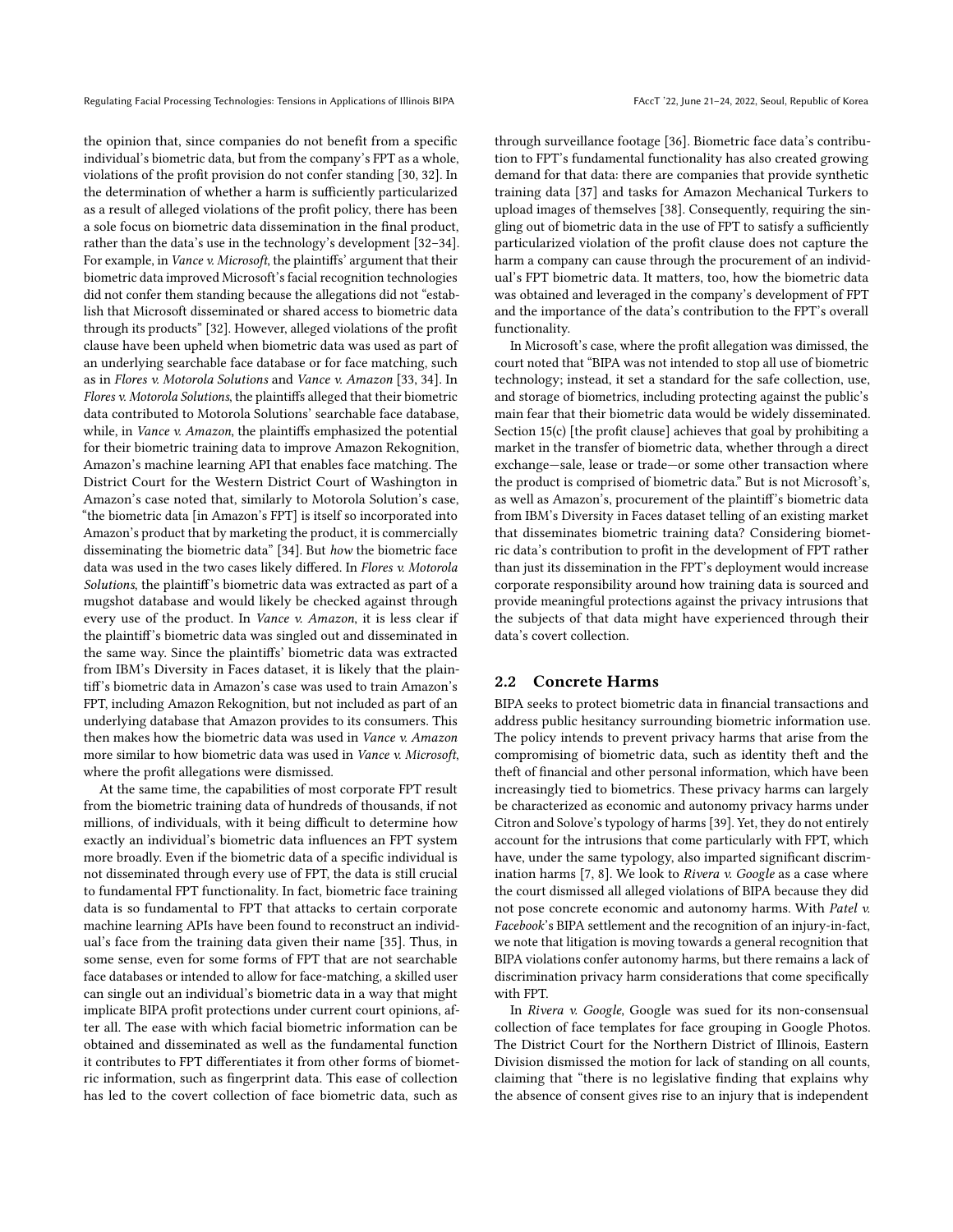the opinion that, since companies do not benefit from a specific individual's biometric data, but from the company's FPT as a whole, violations of the profit provision do not confer standing [30, 32]. In the determination of whether a harm is sufficiently particularized as a result of alleged violations of the profit policy, there has been a sole focus on biometric data dissemination in the final product, rather than the data's use in the technology's development [32–34]. For example, in *Vance v. Microsoft*, the plaintiffs' argument that their biometric data improved Microsoft's facial recognition technologies did not confer them standing because the allegations did not "establish that Microsoft disseminated or shared access to biometric data through its products" [32]. However, alleged violations of the profit clause have been upheld when biometric data was used as part of an underlying searchable face database or for face matching, such as in *Flores v. Motorola Solutions* and *Vance v. Amazon* [33, 34]. In *Flores v. Motorola Solutions*, the plaintiffs alleged that their biometric data contributed to Motorola Solutions' searchable face database, while, in *Vance v. Amazon*, the plaintiffs emphasized the potential for their biometric training data to improve Amazon Rekognition, Amazon's machine learning API that enables face matching. The District Court for the Western District Court of Washington in Amazon's case noted that, similarly to Motorola Solution's case, "the biometric data [in Amazon's FPT] is itself so incorporated into Amazon's product that by marketing the product, it is commercially disseminating the biometric data" [34]. But *how* the biometric face data was used in the two cases likely differed. In *Flores v. Motorola Solutions*, the plaintiff's biometric data was extracted as part of a mugshot database and would likely be checked against through every use of the product. In *Vance v. Amazon*, it is less clear if the plaintiff's biometric data was singled out and disseminated in the same way. Since the plaintiffs' biometric data was extracted from IBM's Diversity in Faces dataset, it is likely that the plaintiff's biometric data in Amazon's case was used to train Amazon's FPT, including Amazon Rekognition, but not included as part of an underlying database that Amazon provides to its consumers. This then makes how the biometric data was used in *Vance v. Amazon* more similar to how biometric data was used in *Vance v. Microsoft*, where the profit allegations were dismissed.

At the same time, the capabilities of most corporate FPT result from the biometric training data of hundreds of thousands, if not millions, of individuals, with it being difficult to determine how exactly an individual's biometric data influences an FPT system more broadly. Even if the biometric data of a specific individual is not disseminated through every use of FPT, the data is still crucial to fundamental FPT functionality. In fact, biometric face training data is so fundamental to FPT that attacks to certain corporate machine learning APIs have been found to reconstruct an individual's face from the training data given their name [35]. Thus, in some sense, even for some forms of FPT that are not searchable face databases or intended to allow for face-matching, a skilled user can single out an individual's biometric data in a way that might implicate BIPA profit protections under current court opinions, after all. The ease with which facial biometric information can be obtained and disseminated as well as the fundamental function it contributes to FPT differentiates it from other forms of biometric information, such as fingerprint data. This ease of collection has led to the covert collection of face biometric data, such as through surveillance footage [36]. Biometric face data's contribution to FPT's fundamental functionality has also created growing demand for that data: there are companies that provide synthetic training data [37] and tasks for Amazon Mechanical Turkers to upload images of themselves [38]. Consequently, requiring the singling out of biometric data in the use of FPT to satisfy a sufficiently particularized violation of the profit clause does not capture the harm a company can cause through the procurement of an individual's FPT biometric data. It matters, too, how the biometric data was obtained and leveraged in the company's development of FPT and the importance of the data's contribution to the FPT's overall functionality.

In Microsoft's case, where the profit allegation was dimissed, the court noted that "BIPA was not intended to stop all use of biometric technology; instead, it set a standard for the safe collection, use, and storage of biometrics, including protecting against the public's main fear that their biometric data would be widely disseminated. Section 15(c) [the profit clause] achieves that goal by prohibiting a market in the transfer of biometric data, whether through a direct exchange—sale, lease or trade—or some other transaction where the product is comprised of biometric data." But is not Microsoft's, as well as Amazon's, procurement of the plaintiff's biometric data from IBM's Diversity in Faces dataset telling of an existing market that disseminates biometric training data? Considering biometric data's contribution to profit in the development of FPT rather than just its dissemination in the FPT's deployment would increase corporate responsibility around how training data is sourced and provide meaningful protections against the privacy intrusions that the subjects of that data might have experienced through their data's covert collection.

## 2.2 Concrete Harms

BIPA seeks to protect biometric data in financial transactions and address public hesitancy surrounding biometric information use. The policy intends to prevent privacy harms that arise from the compromising of biometric data, such as identity theft and the theft of financial and other personal information, which have been increasingly tied to biometrics. These privacy harms can largely be characterized as economic and autonomy privacy harms under Citron and Solove's typology of harms [39]. Yet, they do not entirely account for the intrusions that come particularly with FPT, which have, under the same typology, also imparted significant discrimination harms [7, 8]. We look to *Rivera v. Google* as a case where the court dismissed all alleged violations of BIPA because they did not pose concrete economic and autonomy harms. With *Patel v. Facebook*'s BIPA settlement and the recognition of an injury-in-fact, we note that litigation is moving towards a general recognition that BIPA violations confer autonomy harms, but there remains a lack of discrimination privacy harm considerations that come specifically with FPT.

In *Rivera v. Google*, Google was sued for its non-consensual collection of face templates for face grouping in Google Photos. The District Court for the Northern District of Illinois, Eastern Division dismissed the motion for lack of standing on all counts, claiming that "there is no legislative finding that explains why the absence of consent gives rise to an injury that is independent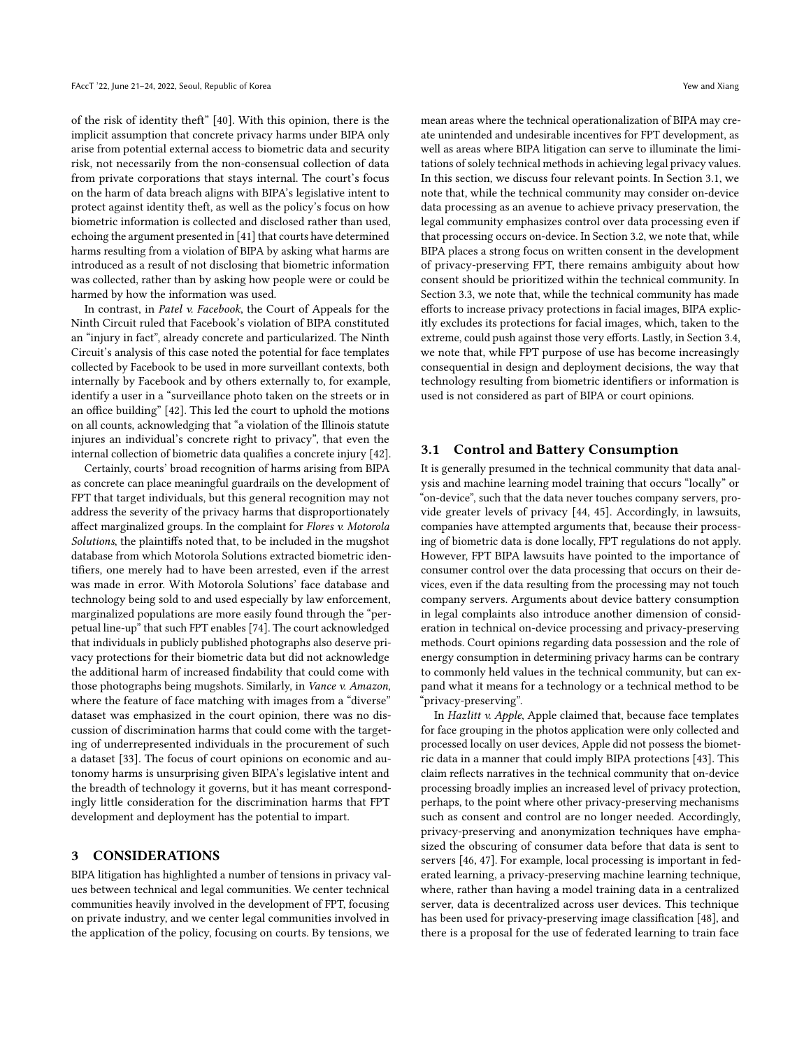of the risk of identity theft" [40]. With this opinion, there is the implicit assumption that concrete privacy harms under BIPA only arise from potential external access to biometric data and security risk, not necessarily from the non-consensual collection of data from private corporations that stays internal. The court's focus on the harm of data breach aligns with BIPA's legislative intent to protect against identity theft, as well as the policy's focus on how biometric information is collected and disclosed rather than used, echoing the argument presented in [41] that courts have determined harms resulting from a violation of BIPA by asking what harms are introduced as a result of not disclosing that biometric information was collected, rather than by asking how people were or could be harmed by how the information was used.

In contrast, in *Patel v. Facebook*, the Court of Appeals for the Ninth Circuit ruled that Facebook's violation of BIPA constituted an "injury in fact", already concrete and particularized. The Ninth Circuit's analysis of this case noted the potential for face templates collected by Facebook to be used in more surveillant contexts, both internally by Facebook and by others externally to, for example, identify a user in a "surveillance photo taken on the streets or in an office building" [42]. This led the court to uphold the motions on all counts, acknowledging that "a violation of the Illinois statute injures an individual's concrete right to privacy", that even the internal collection of biometric data qualifies a concrete injury [42].

Certainly, courts' broad recognition of harms arising from BIPA as concrete can place meaningful guardrails on the development of FPT that target individuals, but this general recognition may not address the severity of the privacy harms that disproportionately affect marginalized groups. In the complaint for *Flores v. Motorola Solutions*, the plaintiffs noted that, to be included in the mugshot database from which Motorola Solutions extracted biometric identifiers, one merely had to have been arrested, even if the arrest was made in error. With Motorola Solutions' face database and technology being sold to and used especially by law enforcement, marginalized populations are more easily found through the "perpetual line-up" that such FPT enables [74]. The court acknowledged that individuals in publicly published photographs also deserve privacy protections for their biometric data but did not acknowledge the additional harm of increased findability that could come with those photographs being mugshots. Similarly, in *Vance v. Amazon*, where the feature of face matching with images from a "diverse" dataset was emphasized in the court opinion, there was no discussion of discrimination harms that could come with the targeting of underrepresented individuals in the procurement of such a dataset [33]. The focus of court opinions on economic and autonomy harms is unsurprising given BIPA's legislative intent and the breadth of technology it governs, but it has meant correspondingly little consideration for the discrimination harms that FPT development and deployment has the potential to impart.

## 3 CONSIDERATIONS

BIPA litigation has highlighted a number of tensions in privacy values between technical and legal communities. We center technical communities heavily involved in the development of FPT, focusing on private industry, and we center legal communities involved in the application of the policy, focusing on courts. By tensions, we mean areas where the technical operationalization of BIPA may create unintended and undesirable incentives for FPT development, as well as areas where BIPA litigation can serve to illuminate the limitations of solely technical methods in achieving legal privacy values. In this section, we discuss four relevant points. In Section 3.1, we note that, while the technical community may consider on-device data processing as an avenue to achieve privacy preservation, the legal community emphasizes control over data processing even if that processing occurs on-device. In Section 3.2, we note that, while BIPA places a strong focus on written consent in the development of privacy-preserving FPT, there remains ambiguity about how consent should be prioritized within the technical community. In Section 3.3, we note that, while the technical community has made efforts to increase privacy protections in facial images, BIPA explicitly excludes its protections for facial images, which, taken to the extreme, could push against those very efforts. Lastly, in Section 3.4, we note that, while FPT purpose of use has become increasingly consequential in design and deployment decisions, the way that technology resulting from biometric identifiers or information is used is not considered as part of BIPA or court opinions.

### 3.1 Control and Battery Consumption

It is generally presumed in the technical community that data analysis and machine learning model training that occurs "locally" or "on-device", such that the data never touches company servers, provide greater levels of privacy [44, 45]. Accordingly, in lawsuits, companies have attempted arguments that, because their processing of biometric data is done locally, FPT regulations do not apply. However, FPT BIPA lawsuits have pointed to the importance of consumer control over the data processing that occurs on their devices, even if the data resulting from the processing may not touch company servers. Arguments about device battery consumption in legal complaints also introduce another dimension of consideration in technical on-device processing and privacy-preserving methods. Court opinions regarding data possession and the role of energy consumption in determining privacy harms can be contrary to commonly held values in the technical community, but can expand what it means for a technology or a technical method to be "privacy-preserving".

In *Hazlitt v. Apple*, Apple claimed that, because face templates for face grouping in the photos application were only collected and processed locally on user devices, Apple did not possess the biometric data in a manner that could imply BIPA protections [43]. This claim reflects narratives in the technical community that on-device processing broadly implies an increased level of privacy protection, perhaps, to the point where other privacy-preserving mechanisms such as consent and control are no longer needed. Accordingly, privacy-preserving and anonymization techniques have emphasized the obscuring of consumer data before that data is sent to servers [46, 47]. For example, local processing is important in federated learning, a privacy-preserving machine learning technique, where, rather than having a model training data in a centralized server, data is decentralized across user devices. This technique has been used for privacy-preserving image classification [48], and there is a proposal for the use of federated learning to train face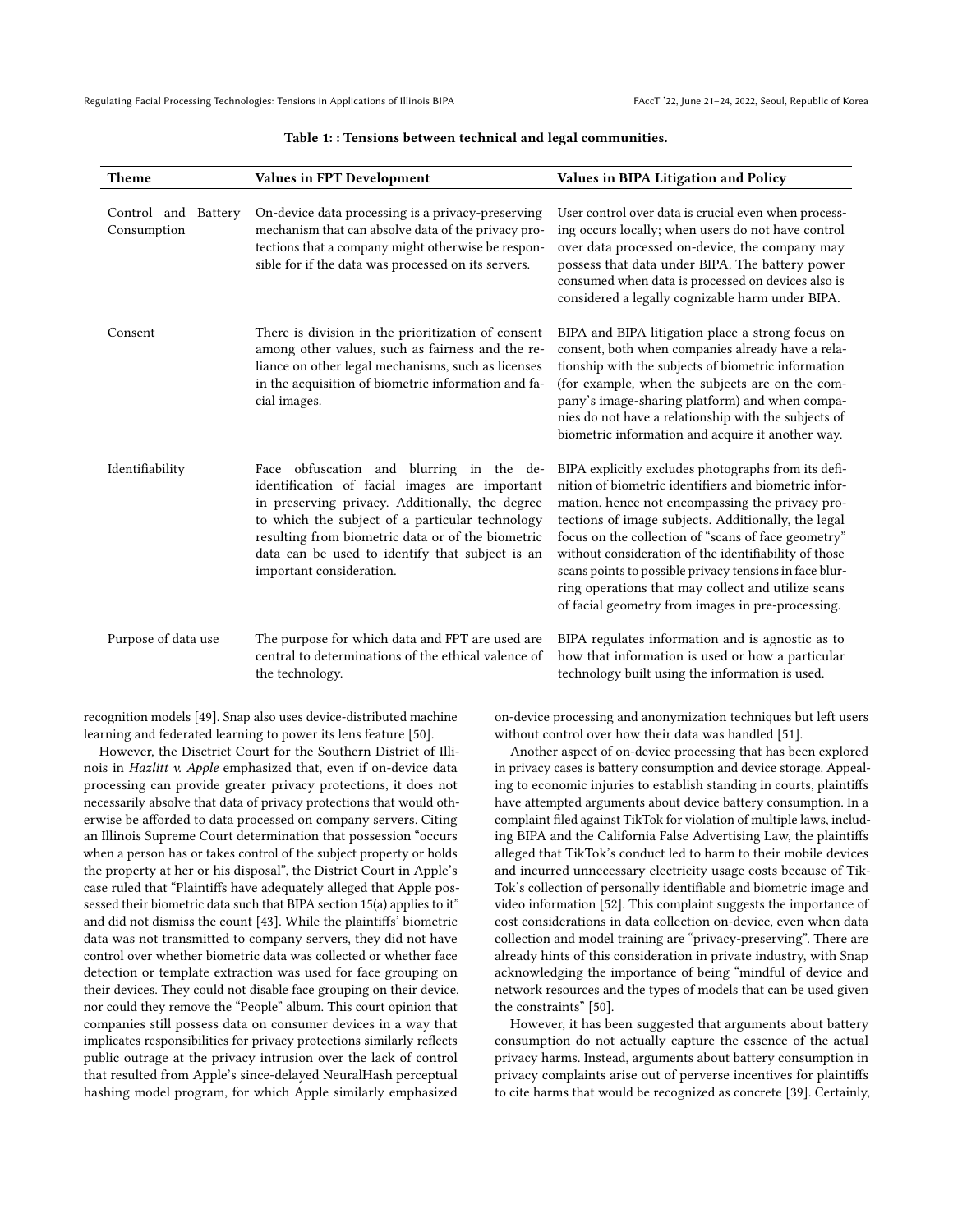**Table 1: : Tensions between technical and legal communities.**

| Theme | Values in FPT Development | Values in BIPA Litigation and Policy |
|---|---|---|
| Control and Battery Consumption | On-device data processing is a privacy-preserving mechanism that can absolve data of the privacy protections that a company might otherwise be responsible for if the data was processed on its servers. | User control over data is crucial even when processing occurs locally; when users do not have control over data processed on-device, the company may possess that data under BIPA. The battery power consumed when data is processed on devices also is considered a legally cognizable harm under BIPA. |
| Consent | There is division in the prioritization of consent among other values, such as fairness and the reliance on other legal mechanisms, such as licenses in the acquisition of biometric information and facial images. | BIPA and BIPA litigation place a strong focus on consent, both when companies already have a relationship with the subjects of biometric information (for example, when the subjects are on the company's image-sharing platform) and when companies do not have a relationship with the subjects of biometric information and acquire it another way. |
| Identifiability | Face obfuscation and blurring in the de-identification of facial images are important in preserving privacy. Additionally, the degree to which the subject of a particular technology resulting from biometric data or of the biometric data can be used to identify that subject is an important consideration. | BIPA explicitly excludes photographs from its definition of biometric identifiers and biometric information, hence not encompassing the privacy protections of image subjects. Additionally, the legal focus on the collection of "scans of face geometry" without consideration of the identifiability of those scans points to possible privacy tensions in face blurring operations that may collect and utilize scans of facial geometry from images in pre-processing. |
| Purpose of data use | The purpose for which data and FPT are used are central to determinations of the ethical valence of the technology. | BIPA regulates information and is agnostic as to how that information is used or how a particular technology built using the information is used. |

recognition models [49]. Snap also uses device-distributed machine learning and federated learning to power its lens feature [50].

However, the Disctrict Court for the Southern District of Illinois in *Hazlitt v. Apple* emphasized that, even if on-device data processing can provide greater privacy protections, it does not necessarily absolve that data of privacy protections that would otherwise be afforded to data processed on company servers. Citing an Illinois Supreme Court determination that possession "occurs when a person has or takes control of the subject property or holds the property at her or his disposal", the District Court in Apple's case ruled that "Plaintiffs have adequately alleged that Apple possessed their biometric data such that BIPA section 15(a) applies to it" and did not dismiss the count [43]. While the plaintiffs' biometric data was not transmitted to company servers, they did not have control over whether biometric data was collected or whether face detection or template extraction was used for face grouping on their devices. They could not disable face grouping on their device, nor could they remove the "People" album. This court opinion that companies still possess data on consumer devices in a way that implicates responsibilities for privacy protections similarly reflects public outrage at the privacy intrusion over the lack of control that resulted from Apple's since-delayed NeuralHash perceptual hashing model program, for which Apple similarly emphasized on-device processing and anonymization techniques but left users without control over how their data was handled [51].

Another aspect of on-device processing that has been explored in privacy cases is battery consumption and device storage. Appealing to economic injuries to establish standing in courts, plaintiffs have attempted arguments about device battery consumption. In a complaint filed against TikTok for violation of multiple laws, including BIPA and the California False Advertising Law, the plaintiffs alleged that TikTok's conduct led to harm to their mobile devices and incurred unnecessary electricity usage costs because of TikTok's collection of personally identifiable and biometric image and video information [52]. This complaint suggests the importance of cost considerations in data collection on-device, even when data collection and model training are "privacy-preserving". There are already hints of this consideration in private industry, with Snap acknowledging the importance of being "mindful of device and network resources and the types of models that can be used given the constraints" [50].

However, it has been suggested that arguments about battery consumption do not actually capture the essence of the actual privacy harms. Instead, arguments about battery consumption in privacy complaints arise out of perverse incentives for plaintiffs to cite harms that would be recognized as concrete [39]. Certainly,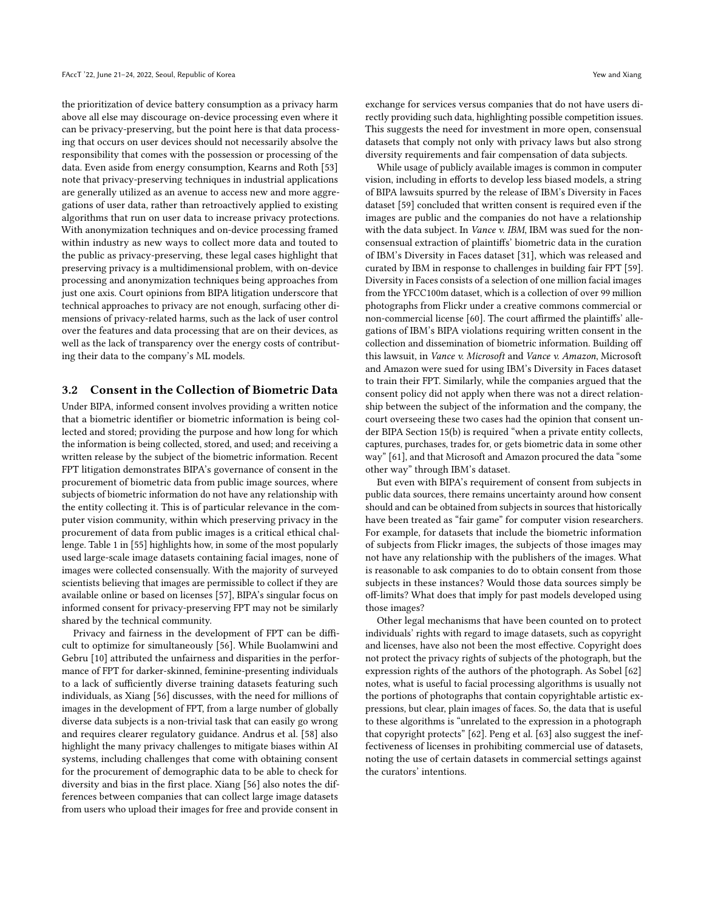the prioritization of device battery consumption as a privacy harm above all else may discourage on-device processing even where it can be privacy-preserving, but the point here is that data processing that occurs on user devices should not necessarily absolve the responsibility that comes with the possession or processing of the data. Even aside from energy consumption, Kearns and Roth [53] note that privacy-preserving techniques in industrial applications are generally utilized as an avenue to access new and more aggregations of user data, rather than retroactively applied to existing algorithms that run on user data to increase privacy protections. With anonymization techniques and on-device processing framed within industry as new ways to collect more data and touted to the public as privacy-preserving, these legal cases highlight that preserving privacy is a multidimensional problem, with on-device processing and anonymization techniques being approaches from just one axis. Court opinions from BIPA litigation underscore that technical approaches to privacy are not enough, surfacing other dimensions of privacy-related harms, such as the lack of user control over the features and data processing that are on their devices, as well as the lack of transparency over the energy costs of contributing their data to the company's ML models.

### 3.2 Consent in the Collection of Biometric Data

Under BIPA, informed consent involves providing a written notice that a biometric identifier or biometric information is being collected and stored; providing the purpose and how long for which the information is being collected, stored, and used; and receiving a written release by the subject of the biometric information. Recent FPT litigation demonstrates BIPA's governance of consent in the procurement of biometric data from public image sources, where subjects of biometric information do not have any relationship with the entity collecting it. This is of particular relevance in the computer vision community, within which preserving privacy in the procurement of data from public images is a critical ethical challenge. Table 1 in [55] highlights how, in some of the most popularly used large-scale image datasets containing facial images, none of images were collected consensually. With the majority of surveyed scientists believing that images are permissible to collect if they are available online or based on licenses [57], BIPA's singular focus on informed consent for privacy-preserving FPT may not be similarly shared by the technical community.

Privacy and fairness in the development of FPT can be difficult to optimize for simultaneously [56]. While Buolamwini and Gebru [10] attributed the unfairness and disparities in the performance of FPT for darker-skinned, feminine-presenting individuals to a lack of sufficiently diverse training datasets featuring such individuals, as Xiang [56] discusses, with the need for millions of images in the development of FPT, from a large number of globally diverse data subjects is a non-trivial task that can easily go wrong and requires clearer regulatory guidance. Andrus et al. [58] also highlight the many privacy challenges to mitigate biases within AI systems, including challenges that come with obtaining consent for the procurement of demographic data to be able to check for diversity and bias in the first place. Xiang [56] also notes the differences between companies that can collect large image datasets from users who upload their images for free and provide consent in exchange for services versus companies that do not have users directly providing such data, highlighting possible competition issues. This suggests the need for investment in more open, consensual datasets that comply not only with privacy laws but also strong diversity requirements and fair compensation of data subjects.

While usage of publicly available images is common in computer vision, including in efforts to develop less biased models, a string of BIPA lawsuits spurred by the release of IBM's Diversity in Faces dataset [59] concluded that written consent is required even if the images are public and the companies do not have a relationship with the data subject. In *Vance v. IBM*, IBM was sued for the nonconsensual extraction of plaintiffs' biometric data in the curation of IBM's Diversity in Faces dataset [31], which was released and curated by IBM in response to challenges in building fair FPT [59]. Diversity in Faces consists of a selection of one million facial images from the YFCC100m dataset, which is a collection of over 99 million photographs from Flickr under a creative commons commercial or non-commercial license [60]. The court affirmed the plaintiffs' allegations of IBM's BIPA violations requiring written consent in the collection and dissemination of biometric information. Building off this lawsuit, in *Vance v. Microsoft* and *Vance v. Amazon*, Microsoft and Amazon were sued for using IBM's Diversity in Faces dataset to train their FPT. Similarly, while the companies argued that the consent policy did not apply when there was not a direct relationship between the subject of the information and the company, the court overseeing these two cases had the opinion that consent under BIPA Section 15(b) is required "when a private entity collects, captures, purchases, trades for, or gets biometric data in some other way" [61], and that Microsoft and Amazon procured the data "some other way" through IBM's dataset.

But even with BIPA's requirement of consent from subjects in public data sources, there remains uncertainty around how consent should and can be obtained from subjects in sources that historically have been treated as "fair game" for computer vision researchers. For example, for datasets that include the biometric information of subjects from Flickr images, the subjects of those images may not have any relationship with the publishers of the images. What is reasonable to ask companies to do to obtain consent from those subjects in these instances? Would those data sources simply be off-limits? What does that imply for past models developed using those images?

Other legal mechanisms that have been counted on to protect individuals' rights with regard to image datasets, such as copyright and licenses, have also not been the most effective. Copyright does not protect the privacy rights of subjects of the photograph, but the expression rights of the authors of the photograph. As Sobel [62] notes, what is useful to facial processing algorithms is usually not the portions of photographs that contain copyrightable artistic expressions, but clear, plain images of faces. So, the data that is useful to these algorithms is "unrelated to the expression in a photograph that copyright protects" [62]. Peng et al. [63] also suggest the ineffectiveness of licenses in prohibiting commercial use of datasets, noting the use of certain datasets in commercial settings against the curators' intentions.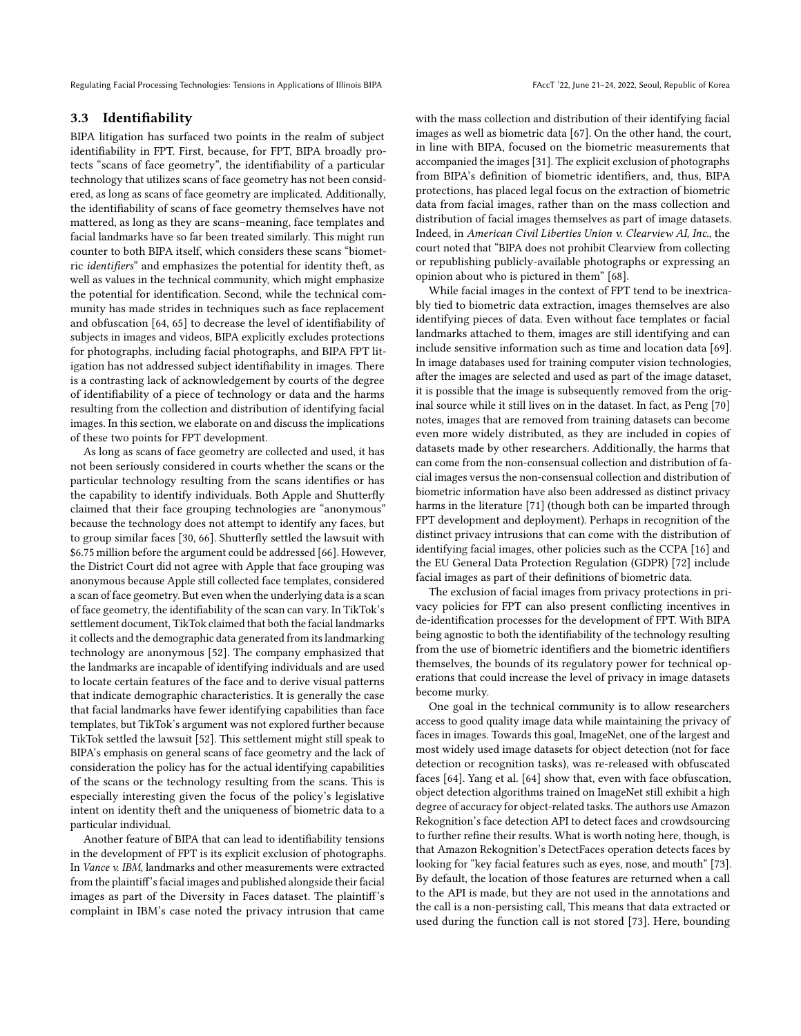### 3.3 Identifiability

BIPA litigation has surfaced two points in the realm of subject identifiability in FPT. First, because, for FPT, BIPA broadly protects "scans of face geometry", the identifiability of a particular technology that utilizes scans of face geometry has not been considered, as long as scans of face geometry are implicated. Additionally, the identifiability of scans of face geometry themselves have not mattered, as long as they are scans–meaning, face templates and facial landmarks have so far been treated similarly. This might run counter to both BIPA itself, which considers these scans "biometric *identifiers*" and emphasizes the potential for identity theft, as well as values in the technical community, which might emphasize the potential for identification. Second, while the technical community has made strides in techniques such as face replacement and obfuscation [64, 65] to decrease the level of identifiability of subjects in images and videos, BIPA explicitly excludes protections for photographs, including facial photographs, and BIPA FPT litigation has not addressed subject identifiability in images. There is a contrasting lack of acknowledgement by courts of the degree of identifiability of a piece of technology or data and the harms resulting from the collection and distribution of identifying facial images. In this section, we elaborate on and discuss the implications of these two points for FPT development.

As long as scans of face geometry are collected and used, it has not been seriously considered in courts whether the scans or the particular technology resulting from the scans identifies or has the capability to identify individuals. Both Apple and Shutterfly claimed that their face grouping technologies are "anonymous" because the technology does not attempt to identify any faces, but to group similar faces [30, 66]. Shutterfly settled the lawsuit with $6.75 million before the argument could be addressed [66]. However, the District Court did not agree with Apple that face grouping was anonymous because Apple still collected face templates, considered a scan of face geometry. But even when the underlying data is a scan of face geometry, the identifiability of the scan can vary. In TikTok's settlement document, TikTok claimed that both the facial landmarks it collects and the demographic data generated from its landmarking technology are anonymous [52]. The company emphasized that the landmarks are incapable of identifying individuals and are used to locate certain features of the face and to derive visual patterns that indicate demographic characteristics. It is generally the case that facial landmarks have fewer identifying capabilities than face templates, but TikTok's argument was not explored further because TikTok settled the lawsuit [52]. This settlement might still speak to BIPA's emphasis on general scans of face geometry and the lack of consideration the policy has for the actual identifying capabilities of the scans or the technology resulting from the scans. This is especially interesting given the focus of the policy's legislative intent on identity theft and the uniqueness of biometric data to a particular individual.

Another feature of BIPA that can lead to identifiability tensions in the development of FPT is its explicit exclusion of photographs. In *Vance v. IBM*, landmarks and other measurements were extracted from the plaintiff's facial images and published alongside their facial images as part of the Diversity in Faces dataset. The plaintiff's complaint in IBM's case noted the privacy intrusion that came with the mass collection and distribution of their identifying facial images as well as biometric data [67]. On the other hand, the court, in line with BIPA, focused on the biometric measurements that accompanied the images [31]. The explicit exclusion of photographs from BIPA's definition of biometric identifiers, and, thus, BIPA protections, has placed legal focus on the extraction of biometric data from facial images, rather than on the mass collection and distribution of facial images themselves as part of image datasets. Indeed, in *American Civil Liberties Union v. Clearview AI, Inc.*, the court noted that "BIPA does not prohibit Clearview from collecting or republishing publicly-available photographs or expressing an opinion about who is pictured in them" [68].

While facial images in the context of FPT tend to be inextricably tied to biometric data extraction, images themselves are also identifying pieces of data. Even without face templates or facial landmarks attached to them, images are still identifying and can include sensitive information such as time and location data [69]. In image databases used for training computer vision technologies, after the images are selected and used as part of the image dataset, it is possible that the image is subsequently removed from the original source while it still lives on in the dataset. In fact, as Peng [70] notes, images that are removed from training datasets can become even more widely distributed, as they are included in copies of datasets made by other researchers. Additionally, the harms that can come from the non-consensual collection and distribution of facial images versus the non-consensual collection and distribution of biometric information have also been addressed as distinct privacy harms in the literature [71] (though both can be imparted through FPT development and deployment). Perhaps in recognition of the distinct privacy intrusions that can come with the distribution of identifying facial images, other policies such as the CCPA [16] and the EU General Data Protection Regulation (GDPR) [72] include facial images as part of their definitions of biometric data.

The exclusion of facial images from privacy protections in privacy policies for FPT can also present conflicting incentives in de-identification processes for the development of FPT. With BIPA being agnostic to both the identifiability of the technology resulting from the use of biometric identifiers and the biometric identifiers themselves, the bounds of its regulatory power for technical operations that could increase the level of privacy in image datasets become murky.

One goal in the technical community is to allow researchers access to good quality image data while maintaining the privacy of faces in images. Towards this goal, ImageNet, one of the largest and most widely used image datasets for object detection (not for face detection or recognition tasks), was re-released with obfuscated faces [64]. Yang et al. [64] show that, even with face obfuscation, object detection algorithms trained on ImageNet still exhibit a high degree of accuracy for object-related tasks. The authors use Amazon Rekognition's face detection API to detect faces and crowdsourcing to further refine their results. What is worth noting here, though, is that Amazon Rekognition's DetectFaces operation detects faces by looking for "key facial features such as eyes, nose, and mouth" [73]. By default, the location of those features are returned when a call to the API is made, but they are not used in the annotations and the call is a non-persisting call, This means that data extracted or used during the function call is not stored [73]. Here, bounding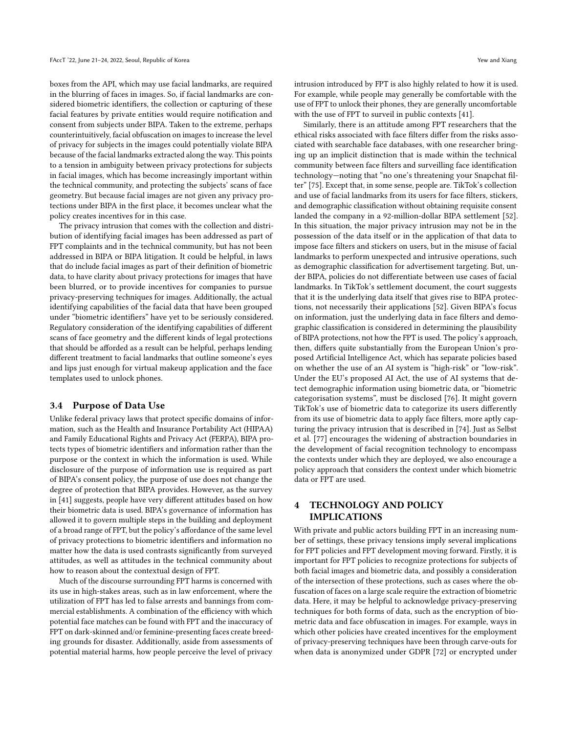boxes from the API, which may use facial landmarks, are required in the blurring of faces in images. So, if facial landmarks are considered biometric identifiers, the collection or capturing of these facial features by private entities would require notification and consent from subjects under BIPA. Taken to the extreme, perhaps counterintuitively, facial obfuscation on images to increase the level of privacy for subjects in the images could potentially violate BIPA because of the facial landmarks extracted along the way. This points to a tension in ambiguity between privacy protections for subjects in facial images, which has become increasingly important within the technical community, and protecting the subjects' scans of face geometry. But because facial images are not given any privacy protections under BIPA in the first place, it becomes unclear what the policy creates incentives for in this case.

The privacy intrusion that comes with the collection and distribution of identifying facial images has been addressed as part of FPT complaints and in the technical community, but has not been addressed in BIPA or BIPA litigation. It could be helpful, in laws that do include facial images as part of their definition of biometric data, to have clarity about privacy protections for images that have been blurred, or to provide incentives for companies to pursue privacy-preserving techniques for images. Additionally, the actual identifying capabilities of the facial data that have been grouped under "biometric identifiers" have yet to be seriously considered. Regulatory consideration of the identifying capabilities of different scans of face geometry and the different kinds of legal protections that should be afforded as a result can be helpful, perhaps lending different treatment to facial landmarks that outline someone's eyes and lips just enough for virtual makeup application and the face templates used to unlock phones.

### 3.4 Purpose of Data Use

Unlike federal privacy laws that protect specific domains of information, such as the Health and Insurance Portability Act (HIPAA) and Family Educational Rights and Privacy Act (FERPA), BIPA protects types of biometric identifiers and information rather than the purpose or the context in which the information is used. While disclosure of the purpose of information use is required as part of BIPA's consent policy, the purpose of use does not change the degree of protection that BIPA provides. However, as the survey in [41] suggests, people have very different attitudes based on how their biometric data is used. BIPA's governance of information has allowed it to govern multiple steps in the building and deployment of a broad range of FPT, but the policy's affordance of the same level of privacy protections to biometric identifiers and information no matter how the data is used contrasts significantly from surveyed attitudes, as well as attitudes in the technical community about how to reason about the contextual design of FPT.

Much of the discourse surrounding FPT harms is concerned with its use in high-stakes areas, such as in law enforcement, where the utilization of FPT has led to false arrests and bannings from commercial establishments. A combination of the efficiency with which potential face matches can be found with FPT and the inaccuracy of FPT on dark-skinned and/or feminine-presenting faces create breeding grounds for disaster. Additionally, aside from assessments of potential material harms, how people perceive the level of privacy intrusion introduced by FPT is also highly related to how it is used. For example, while people may generally be comfortable with the use of FPT to unlock their phones, they are generally uncomfortable with the use of FPT to surveil in public contexts [41].

Similarly, there is an attitude among FPT researchers that the ethical risks associated with face filters differ from the risks associated with searchable face databases, with one researcher bringing up an implicit distinction that is made within the technical community between face filters and surveilling face identification technology—noting that "no one's threatening your Snapchat filter" [75]. Except that, in some sense, people are. TikTok's collection and use of facial landmarks from its users for face filters, stickers, and demographic classification without obtaining requisite consent landed the company in a 92-million-dollar BIPA settlement [52]. In this situation, the major privacy intrusion may not be in the possession of the data itself or in the application of that data to impose face filters and stickers on users, but in the misuse of facial landmarks to perform unexpected and intrusive operations, such as demographic classification for advertisement targeting. But, under BIPA, policies do not differentiate between use cases of facial landmarks. In TikTok's settlement document, the court suggests that it is the underlying data itself that gives rise to BIPA protections, not necessarily their applications [52]. Given BIPA's focus on information, just the underlying data in face filters and demographic classification is considered in determining the plausibility of BIPA protections, not how the FPT is used. The policy's approach, then, differs quite substantially from the European Union's proposed Artificial Intelligence Act, which has separate policies based on whether the use of an AI system is "high-risk" or "low-risk". Under the EU's proposed AI Act, the use of AI systems that detect demographic information using biometric data, or "biometric categorisation systems", must be disclosed [76]. It might govern TikTok's use of biometric data to categorize its users differently from its use of biometric data to apply face filters, more aptly capturing the privacy intrusion that is described in [74]. Just as Selbst et al. [77] encourages the widening of abstraction boundaries in the development of facial recognition technology to encompass the contexts under which they are deployed, we also encourage a policy approach that considers the context under which biometric data or FPT are used.

## 4 TECHNOLOGY AND POLICY IMPLICATIONS

With private and public actors building FPT in an increasing number of settings, these privacy tensions imply several implications for FPT policies and FPT development moving forward. Firstly, it is important for FPT policies to recognize protections for subjects of both facial images and biometric data, and possibly a consideration of the intersection of these protections, such as cases where the obfuscation of faces on a large scale require the extraction of biometric data. Here, it may be helpful to acknowledge privacy-preserving techniques for both forms of data, such as the encryption of biometric data and face obfuscation in images. For example, ways in which other policies have created incentives for the employment of privacy-preserving techniques have been through carve-outs for when data is anonymized under GDPR [72] or encrypted under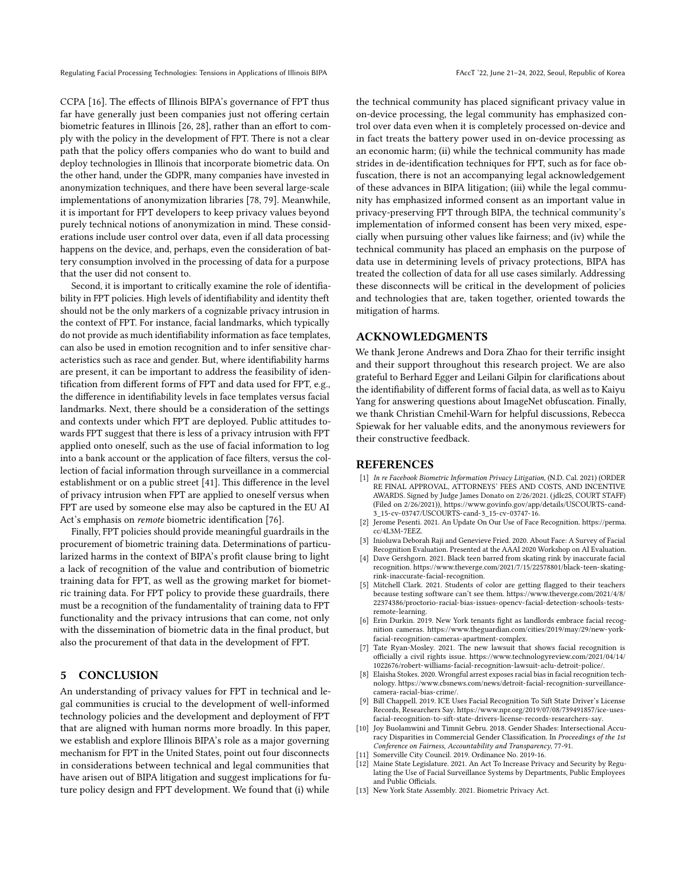CCPA [16]. The effects of Illinois BIPA's governance of FPT thus far have generally just been companies just not offering certain biometric features in Illinois [26, 28], rather than an effort to comply with the policy in the development of FPT. There is not a clear path that the policy offers companies who do want to build and deploy technologies in Illinois that incorporate biometric data. On the other hand, under the GDPR, many companies have invested in anonymization techniques, and there have been several large-scale implementations of anonymization libraries [78, 79]. Meanwhile, it is important for FPT developers to keep privacy values beyond purely technical notions of anonymization in mind. These considerations include user control over data, even if all data processing happens on the device, and, perhaps, even the consideration of battery consumption involved in the processing of data for a purpose that the user did not consent to.

Second, it is important to critically examine the role of identifiability in FPT policies. High levels of identifiability and identity theft should not be the only markers of a cognizable privacy intrusion in the context of FPT. For instance, facial landmarks, which typically do not provide as much identifiability information as face templates, can also be used in emotion recognition and to infer sensitive characteristics such as race and gender. But, where identifiability harms are present, it can be important to address the feasibility of identification from different forms of FPT and data used for FPT, e.g., the difference in identifiability levels in face templates versus facial landmarks. Next, there should be a consideration of the settings and contexts under which FPT are deployed. Public attitudes towards FPT suggest that there is less of a privacy intrusion with FPT applied onto oneself, such as the use of facial information to log into a bank account or the application of face filters, versus the collection of facial information through surveillance in a commercial establishment or on a public street [41]. This difference in the level of privacy intrusion when FPT are applied to oneself versus when FPT are used by someone else may also be captured in the EU AI Act's emphasis on *remote* biometric identification [76].

Finally, FPT policies should provide meaningful guardrails in the procurement of biometric training data. Determinations of particularized harms in the context of BIPA's profit clause bring to light a lack of recognition of the value and contribution of biometric training data for FPT, as well as the growing market for biometric training data. For FPT policy to provide these guardrails, there must be a recognition of the fundamentality of training data to FPT functionality and the privacy intrusions that can come, not only with the dissemination of biometric data in the final product, but also the procurement of that data in the development of FPT.

## 5 CONCLUSION

An understanding of privacy values for FPT in technical and legal communities is crucial to the development of well-informed technology policies and the development and deployment of FPT that are aligned with human norms more broadly. In this paper, we establish and explore Illinois BIPA's role as a major governing mechanism for FPT in the United States, point out four disconnects in considerations between technical and legal communities that have arisen out of BIPA litigation and suggest implications for future policy design and FPT development. We found that (i) while the technical community has placed significant privacy value in on-device processing, the legal community has emphasized control over data even when it is completely processed on-device and in fact treats the battery power used in on-device processing as an economic harm; (ii) while the technical community has made strides in de-identification techniques for FPT, such as for face obfuscation, there is not an accompanying legal acknowledgement of these advances in BIPA litigation; (iii) while the legal community has emphasized informed consent as an important value in privacy-preserving FPT through BIPA, the technical community's implementation of informed consent has been very mixed, especially when pursuing other values like fairness; and (iv) while the technical community has placed an emphasis on the purpose of data use in determining levels of privacy protections, BIPA has treated the collection of data for all use cases similarly. Addressing these disconnects will be critical in the development of policies and technologies that are, taken together, oriented towards the mitigation of harms.

## ACKNOWLEDGMENTS

We thank Jerone Andrews and Dora Zhao for their terrific insight and their support throughout this research project. We are also grateful to Berhard Egger and Leilani Gilpin for clarifications about the identifiability of different forms of facial data, as well as to Kaiyu Yang for answering questions about ImageNet obfuscation. Finally, we thank Christian Cmehil-Warn for helpful discussions, Rebecca Spiewak for her valuable edits, and the anonymous reviewers for their constructive feedback.

## REFERENCES

[1] *In re Facebook Biometric Information Privacy Litigation*, (N.D. Cal. 2021) (ORDER RE FINAL APPROVAL, ATTORNEYS' FEES AND COSTS, AND INCENTIVE AWARDS. Signed by Judge James Donato on 2/26/2021. (jdlc2S, COURT STAFF) (Filed on 2/26/2021)), https://www.govinfo.gov/app/details/USCOURTS-cand-3_15-cv-03747/USCOURTS-cand-3_15-cv-03747-16.

[2] Jerome Pesenti. 2021. An Update On Our Use of Face Recognition. https://perma.cc/4L3M-7EEZ.

[3] Inioluwa Deborah Raji and Genevieve Fried. 2020. About Face: A Survey of Facial Recognition Evaluation. Presented at the AAAI 2020 Workshop on AI Evaluation.

[4] Dave Gershgorn. 2021. Black teen barred from skating rink by inaccurate facial recognition. https://www.theverge.com/2021/7/15/22578801/black-teen-skating-rink-inaccurate-facial-recognition.

[5] Mitchell Clark. 2021. Students of color are getting flagged to their teachers because testing software can't see them. https://www.theverge.com/2021/4/8/22374386/proctorio-racial-bias-issues-opencv-facial-detection-schools-tests-remote-learning.

[6] Erin Durkin. 2019. New York tenants fight as landlords embrace facial recognition cameras. https://www.theguardian.com/cities/2019/may/29/new-york-facial-recognition-cameras-apartment-complex.

[7] Tate Ryan-Mosley. 2021. The new lawsuit that shows facial recognition is officially a civil rights issue. https://www.technologyreview.com/2021/04/14/1022676/robert-williams-facial-recognition-lawsuit-aclu-detroit-police/.

[8] Elaisha Stokes. 2020. Wrongful arrest exposes racial bias in facial recognition technology. https://www.cbsnews.com/news/detroit-facial-recognition-surveillance-camera-racial-bias-crime/.

[9] Bill Chappell. 2019. ICE Uses Facial Recognition To Sift State Driver's License Records, Researchers Say. https://www.npr.org/2019/07/08/739491857/ice-uses-facial-recognition-to-sift-state-drivers-license-records-researchers-say.

[10] Joy Buolamwini and Timnit Gebru. 2018. Gender Shades: Intersectional Accuracy Disparities in Commercial Gender Classification. In *Proceedings of the 1st Conference on Fairness, Accountability and Transparency*, 77-91.

[11] Somerville City Council. 2019. Ordinance No. 2019-16.

[12] Maine State Legislature. 2021. An Act To Increase Privacy and Security by Regulating the Use of Facial Surveillance Systems by Departments, Public Employees and Public Officials.

[13] New York State Assembly. 2021. Biometric Privacy Act.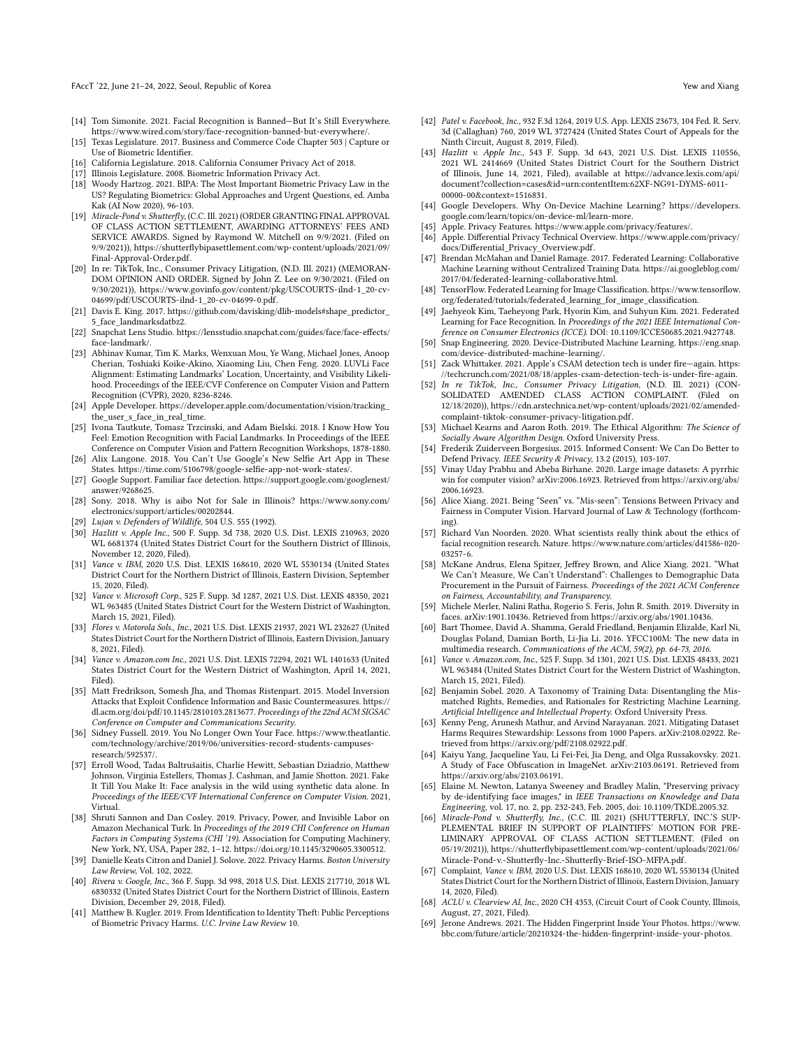- [14] Tom Simonite. 2021. Facial Recognition is Banned—But It's Still Everywhere. https://www.wired.com/story/face-recognition-banned-but-everywhere/.
- [15] Texas Legislature. 2017. Business and Commerce Code Chapter 503 | Capture or Use of Biometric Identifier.
- [16] California Legislature. 2018. California Consumer Privacy Act of 2018.
- [17] Illinois Legislature. 2008. Biometric Information Privacy Act.
- [18] Woody Hartzog. 2021. BIPA: The Most Important Biometric Privacy Law in the US? Regulating Biometrics: Global Approaches and Urgent Questions, ed. Amba Kak (AI Now 2020), 96-103.
- [19] *Miracle-Pond v. Shutterfly*, (C.C. Ill. 2021) (ORDER GRANTING FINAL APPROVAL OF CLASS ACTION SETTLEMENT, AWARDING ATTORNEYS' FEES AND SERVICE AWARDS. Signed by Raymond W. Mitchell on 9/9/2021. (Filed on 9/9/2021)), https://shutterflybipasettlement.com/wp-content/uploads/2021/09/Final-Approval-Order.pdf.
- [20] In re: TikTok, Inc., Consumer Privacy Litigation, (N.D. Ill. 2021) (MEMORANDUM OPINION AND ORDER. Signed by John Z. Lee on 9/30/2021. (Filed on 9/30/2021)), https://www.govinfo.gov/content/pkg/USCOURTS-ilnd-1_20-cv-04699/pdf/USCOURTS-ilnd-1_20-cv-04699-0.pdf.
- [21] Davis E. King. 2017. https://github.com/davisking/dlib-models#shape_predictor_5_face_landmarksdatbz2.
- [22] Snapchat Lens Studio. https://lensstudio.snapchat.com/guides/face/face-effects/face-landmark/.
- [23] Abhinav Kumar, Tim K. Marks, Wenxuan Mou, Ye Wang, Michael Jones, Anoop Cherian, Toshiaki Koike-Akino, Xiaoming Liu, Chen Feng. 2020. LUVLi Face Alignment: Estimating Landmarks' Location, Uncertainty, and Visibility Likelihood. Proceedings of the IEEE/CVF Conference on Computer Vision and Pattern Recognition (CVPR), 2020, 8236-8246.
- [24] Apple Developer. https://developer.apple.com/documentation/vision/tracking_the_user_s_face_in_real_time.
- [25] Ivona Tautkute, Tomasz Trzcinski, and Adam Bielski. 2018. I Know How You Feel: Emotion Recognition with Facial Landmarks. In Proceedings of the IEEE Conference on Computer Vision and Pattern Recognition Workshops, 1878-1880.
- [26] Alix Langone. 2018. You Can't Use Google's New Selfie Art App in These States. https://time.com/5106798/google-selfie-app-not-work-states/.
- [27] Google Support. Familiar face detection. https://support.google.com/googlenest/answer/9268625.
- [28] Sony. 2018. Why is aibo Not for Sale in Illinois? https://www.sony.com/electronics/support/articles/00202844.
- [29] *Lujan v. Defenders of Wildlife*, 504 U.S. 555 (1992).
- [30] *Hazlitt v. Apple Inc.*, 500 F. Supp. 3d 738, 2020 U.S. Dist. LEXIS 210963, 2020 WL 6681374 (United States District Court for the Southern District of Illinois, November 12, 2020, Filed).
- [31] *Vance v. IBM*, 2020 U.S. Dist. LEXIS 168610, 2020 WL 5530134 (United States District Court for the Northern District of Illinois, Eastern Division, September 15, 2020, Filed).
- [32] *Vance v. Microsoft Corp.*, 525 F. Supp. 3d 1287, 2021 U.S. Dist. LEXIS 48350, 2021 WL 963485 (United States District Court for the Western District of Washington, March 15, 2021, Filed).
- [33] *Flores v. Motorola Sols., Inc.*, 2021 U.S. Dist. LEXIS 21937, 2021 WL 232627 (United States District Court for the Northern District of Illinois, Eastern Division, January 8, 2021, Filed).
- [34] *Vance v. Amazon.com Inc.*, 2021 U.S. Dist. LEXIS 72294, 2021 WL 1401633 (United States District Court for the Western District of Washington, April 14, 2021, Filed).
- [35] Matt Fredrikson, Somesh Jha, and Thomas Ristenpart. 2015. Model Inversion Attacks that Exploit Confidence Information and Basic Countermeasures. https://dl.acm.org/doi/pdf/10.1145/2810103.2813677. *Proceedings of the 22nd ACM SIGSAC Conference on Computer and Communications Security.*
- [36] Sidney Fussell. 2019. You No Longer Own Your Face. https://www.theatlantic.com/technology/archive/2019/06/universities-record-students-campuses-research/592537/.
- [37] Erroll Wood, Tadas Baltrušaitis, Charlie Hewitt, Sebastian Dziadzio, Matthew Johnson, Virginia Estellers, Thomas J. Cashman, and Jamie Shotton. 2021. Fake It Till You Make It: Face analysis in the wild using synthetic data alone. In *Proceedings of the IEEE/CVF International Conference on Computer Vision*. 2021, Virtual.
- [38] Shruti Sannon and Dan Cosley. 2019. Privacy, Power, and Invisible Labor on Amazon Mechanical Turk. In *Proceedings of the 2019 CHI Conference on Human Factors in Computing Systems (CHI '19)*. Association for Computing Machinery, New York, NY, USA, Paper 282, 1–12. https://doi.org/10.1145/3290605.3300512.
- [39] Danielle Keats Citron and Daniel J. Solove. 2022. Privacy Harms. *Boston University Law Review*, Vol. 102, 2022.
- [40] *Rivera v. Google, Inc.*, 366 F. Supp. 3d 998, 2018 U.S. Dist. LEXIS 217710, 2018 WL 6830332 (United States District Court for the Northern District of Illinois, Eastern Division, December 29, 2018, Filed).
- [41] Matthew B. Kugler. 2019. From Identification to Identity Theft: Public Perceptions of Biometric Privacy Harms. *U.C. Irvine Law Review* 10.
- [42] *Patel v. Facebook, Inc.*, 932 F.3d 1264, 2019 U.S. App. LEXIS 23673, 104 Fed. R. Serv. 3d (Callaghan) 760, 2019 WL 3727424 (United States Court of Appeals for the Ninth Circuit, August 8, 2019, Filed).
- [43] *Hazlitt v. Apple Inc.*, 543 F. Supp. 3d 643, 2021 U.S. Dist. LEXIS 110556, 2021 WL 2414669 (United States District Court for the Southern District of Illinois, June 14, 2021, Filed), available at https://advance.lexis.com/api/document?collection=cases&id=urn:contentItem:62XF-NG91-DYMS-6011-00000-00&context=1516831.
- [44] Google Developers. Why On-Device Machine Learning? https://developers.google.com/learn/topics/on-device-ml/learn-more.
- [45] Apple. Privacy Features. https://www.apple.com/privacy/features/.
- [46] Apple. Differential Privacy Technical Overview. https://www.apple.com/privacy/docs/Differential_Privacy_Overview.pdf.
- [47] Brendan McMahan and Daniel Ramage. 2017. Federated Learning: Collaborative Machine Learning without Centralized Training Data. https://ai.googleblog.com/2017/04/federated-learning-collaborative.html.
- [48] TensorFlow. Federated Learning for Image Classification. https://www.tensorflow.org/federated/tutorials/federated_learning_for_image_classification.
- [49] Jaehyeok Kim, Taeheyong Park, Hyorin Kim, and Suhyun Kim. 2021. Federated Learning for Face Recognition. In *Proceedings of the 2021 IEEE International Conference on Consumer Electronics (ICCE)*. DOI: 10.1109/ICCE50685.2021.9427748.
- [50] Snap Engineering. 2020. Device-Distributed Machine Learning. https://eng.snap.com/device-distributed-machine-learning/.
- [51] Zack Whittaker. 2021. Apple's CSAM detection tech is under fire—again. https://techcrunch.com/2021/08/18/apples-csam-detection-tech-is-under-fire-again.
- [52] *In re TikTok, Inc., Consumer Privacy Litigation*, (N.D. Ill. 2021) (CONSOLIDATED AMENDED CLASS ACTION COMPLAINT. (Filed on 12/18/2020)), https://cdn.arstechnica.net/wp-content/uploads/2021/02/amended-complaint-tiktok-consumer-privacy-litigation.pdf.
- [53] Michael Kearns and Aaron Roth. 2019. The Ethical Algorithm: *The Science of Socially Aware Algorithm Design*. Oxford University Press.
- [54] Frederik Zuiderveen Borgesius. 2015. Informed Consent: We Can Do Better to Defend Privacy. *IEEE Security & Privacy*, 13.2 (2015), 103-107.
- [55] Vinay Uday Prabhu and Abeba Birhane. 2020. Large image datasets: A pyrrhic win for computer vision? arXiv:2006.16923. Retrieved from https://arxiv.org/abs/2006.16923.
- [56] Alice Xiang. 2021. Being "Seen" vs. "Mis-seen": Tensions Between Privacy and Fairness in Computer Vision. Harvard Journal of Law & Technology (forthcoming).
- [57] Richard Van Noorden. 2020. What scientists really think about the ethics of facial recognition research. Nature. https://www.nature.com/articles/d41586-020-03257-6.
- [58] McKane Andrus, Elena Spitzer, Jeffrey Brown, and Alice Xiang. 2021. "What We Can't Measure, We Can't Understand": Challenges to Demographic Data Procurement in the Pursuit of Fairness. *Proceedings of the 2021 ACM Conference on Fairness, Accountability, and Transparency*.
- [59] Michele Merler, Nalini Ratha, Rogerio S. Feris, John R. Smith. 2019. Diversity in faces. arXiv:1901.10436. Retrieved from https://arxiv.org/abs/1901.10436.
- [60] Bart Thomee, David A. Shamma, Gerald Friedland, Benjamin Elizalde, Karl Ni, Douglas Poland, Damian Borth, Li-Jia Li. 2016. YFCC100M: The new data in multimedia research. *Communications of the ACM, 59(2), pp. 64-73, 2016.*
- [61] *Vance v. Amazon.com, Inc.*, 525 F. Supp. 3d 1301, 2021 U.S. Dist. LEXIS 48433, 2021 WL 963484 (United States District Court for the Western District of Washington, March 15, 2021, Filed).
- [62] Benjamin Sobel. 2020. A Taxonomy of Training Data: Disentangling the Mismatched Rights, Remedies, and Rationales for Restricting Machine Learning. *Artificial Intelligence and Intellectual Property*. Oxford University Press.
- [63] Kenny Peng, Arunesh Mathur, and Arvind Narayanan. 2021. Mitigating Dataset Harms Requires Stewardship: Lessons from 1000 Papers. arXiv:2108.02922. Retrieved from https://arxiv.org/pdf/2108.02922.pdf.
- [64] Kaiyu Yang, Jacqueline Yau, Li Fei-Fei, Jia Deng, and Olga Russakovsky. 2021. A Study of Face Obfuscation in ImageNet. arXiv:2103.06191. Retrieved from https://arxiv.org/abs/2103.06191.
- [65] Elaine M. Newton, Latanya Sweeney and Bradley Malin, "Preserving privacy by de-identifying face images," in *IEEE Transactions on Knowledge and Data Engineering*, vol. 17, no. 2, pp. 232-243, Feb. 2005, doi: 10.1109/TKDE.2005.32.
- [66] *Miracle-Pond v. Shutterfly, Inc.*, (C.C. Ill. 2021) (SHUTTERFLY, INC.'S SUPPLEMENTAL BRIEF IN SUPPORT OF PLAINTIFFS' MOTION FOR PRELIMINARY APPROVAL OF CLASS ACTION SETTLEMENT. (Filed on 05/19/2021)), https://shutterflybipasettlement.com/wp-content/uploads/2021/06/Miracle-Pond-v.-Shutterfly-Inc.-Shutterfly-Brief-ISO-MFPA.pdf.
- [67] Complaint, *Vance v. IBM*, 2020 U.S. Dist. LEXIS 168610, 2020 WL 5530134 (United States District Court for the Northern District of Illinois, Eastern Division, January 14, 2020, Filed).
- [68] *ACLU v. Clearview AI, Inc.*, 2020 CH 4353, (Circuit Court of Cook County, Illinois, August, 27, 2021, Filed).
- [69] Jerone Andrews. 2021. The Hidden Fingerprint Inside Your Photos. https://www.bbc.com/future/article/20210324-the-hidden-fingerprint-inside-your-photos.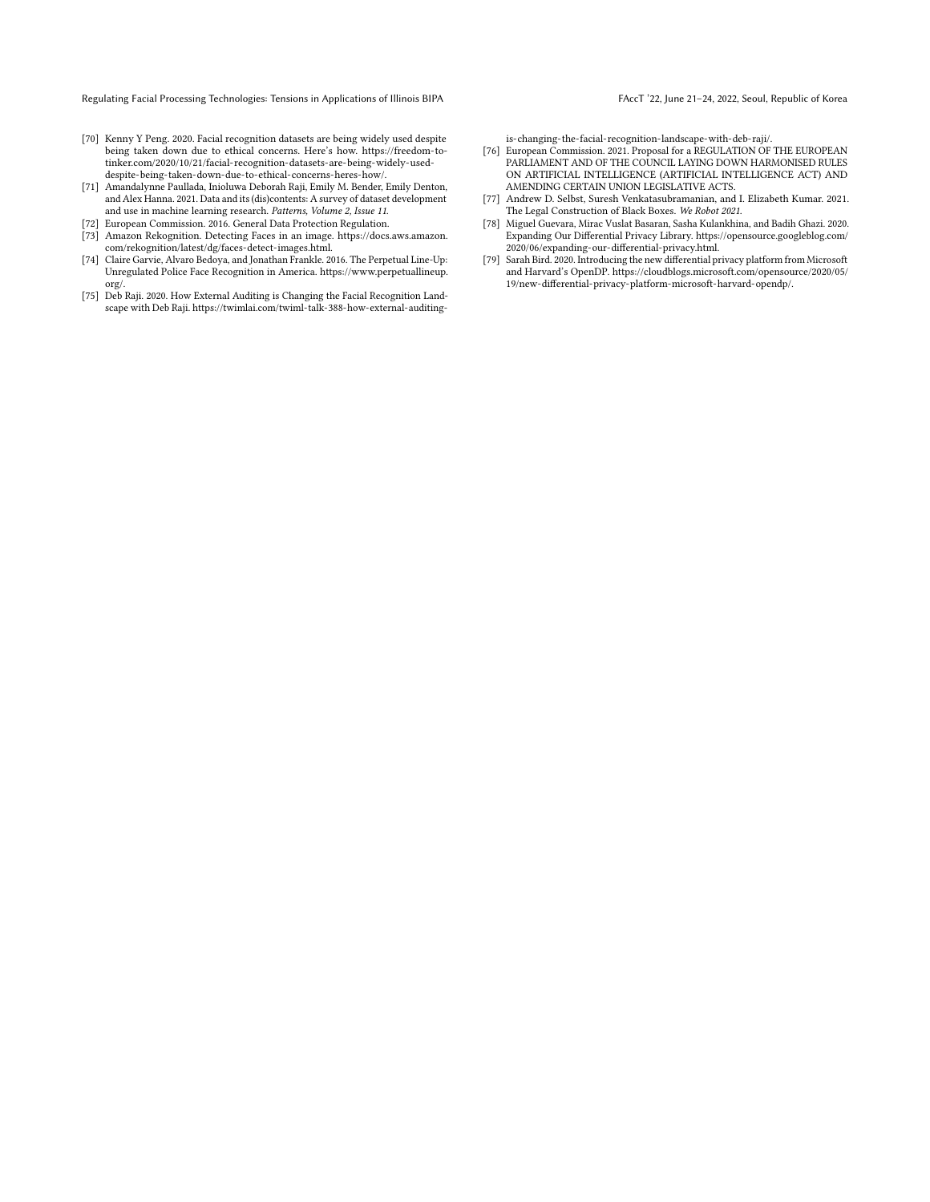[70] Kenny Y Peng. 2020. Facial recognition datasets are being widely used despite being taken down due to ethical concerns. Here's how. https://freedom-to-tinker.com/2020/10/21/facial-recognition-datasets-are-being-widely-used-despite-being-taken-down-due-to-ethical-concerns-heres-how/.

[71] Amandalynne Paullada, Inioluwa Deborah Raji, Emily M. Bender, Emily Denton, and Alex Hanna. 2021. Data and its (dis)contents: A survey of dataset development and use in machine learning research. *Patterns, Volume 2, Issue 11.*

[72] European Commission. 2016. General Data Protection Regulation.

[73] Amazon Rekognition. Detecting Faces in an image. https://docs.aws.amazon.com/rekognition/latest/dg/faces-detect-images.html.

[74] Claire Garvie, Alvaro Bedoya, and Jonathan Frankle. 2016. The Perpetual Line-Up: Unregulated Police Face Recognition in America. https://www.perpetuallineup.org/.

[75] Deb Raji. 2020. How External Auditing is Changing the Facial Recognition Landscape with Deb Raji. https://twimlai.com/twiml-talk-388-how-external-auditing-is-changing-the-facial-recognition-landscape-with-deb-raji/.

[76] European Commission. 2021. Proposal for a REGULATION OF THE EUROPEAN PARLIAMENT AND OF THE COUNCIL LAYING DOWN HARMONISED RULES ON ARTIFICIAL INTELLIGENCE (ARTIFICIAL INTELLIGENCE ACT) AND AMENDING CERTAIN UNION LEGISLATIVE ACTS.

[77] Andrew D. Selbst, Suresh Venkatasubramanian, and I. Elizabeth Kumar. 2021. The Legal Construction of Black Boxes. *We Robot 2021.*

[78] Miguel Guevara, Mirac Vuslat Basaran, Sasha Kulankhina, and Badih Ghazi. 2020. Expanding Our Differential Privacy Library. https://opensource.googleblog.com/2020/06/expanding-our-differential-privacy.html.

[79] Sarah Bird. 2020. Introducing the new differential privacy platform from Microsoft and Harvard's OpenDP. https://cloudblogs.microsoft.com/opensource/2020/05/19/new-differential-privacy-platform-microsoft-harvard-opendp/.